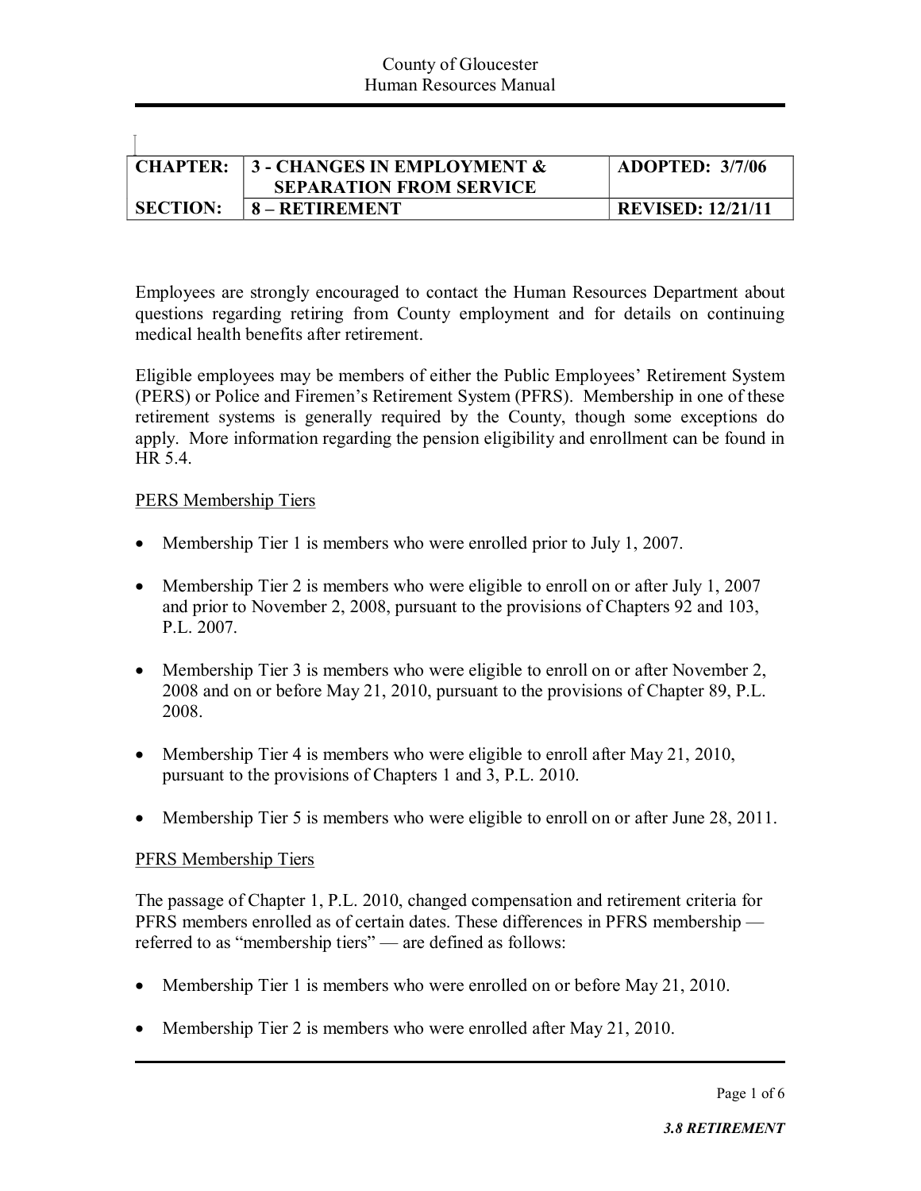| CHAPTER: | 3 - CHANGES IN EMPLOYMENT & SEPARATION FROM SERVICE | ADOPTED: 3/7/06 |
|---|---|---|
| SECTION: | 8 – RETIREMENT | REVISED: 12/21/11 |

Employees are strongly encouraged to contact the Human Resources Department about questions regarding retiring from County employment and for details on continuing medical health benefits after retirement.

Eligible employees may be members of either the Public Employees' Retirement System (PERS) or Police and Firemen's Retirement System (PFRS). Membership in one of these retirement systems is generally required by the County, though some exceptions do apply. More information regarding the pension eligibility and enrollment can be found in HR 5.4.

PERS Membership Tiers

- Membership Tier 1 is members who were enrolled prior to July 1, 2007.
- Membership Tier 2 is members who were eligible to enroll on or after July 1, 2007 and prior to November 2, 2008, pursuant to the provisions of Chapters 92 and 103, P.L. 2007.
- Membership Tier 3 is members who were eligible to enroll on or after November 2, 2008 and on or before May 21, 2010, pursuant to the provisions of Chapter 89, P.L. 2008.
- Membership Tier 4 is members who were eligible to enroll after May 21, 2010, pursuant to the provisions of Chapters 1 and 3, P.L. 2010.
- Membership Tier 5 is members who were eligible to enroll on or after June 28, 2011.

PFRS Membership Tiers

The passage of Chapter 1, P.L. 2010, changed compensation and retirement criteria for PFRS members enrolled as of certain dates. These differences in PFRS membership — referred to as "membership tiers" — are defined as follows:

- Membership Tier 1 is members who were enrolled on or before May 21, 2010.
- Membership Tier 2 is members who were enrolled after May 21, 2010.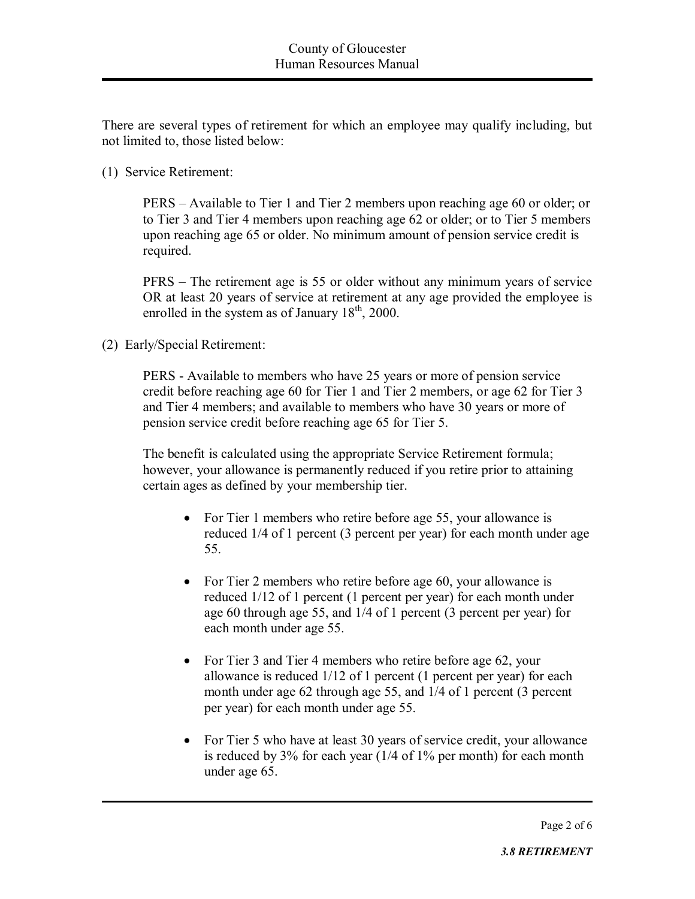There are several types of retirement for which an employee may qualify including, but not limited to, those listed below:

(1) Service Retirement:

PERS – Available to Tier 1 and Tier 2 members upon reaching age 60 or older; or to Tier 3 and Tier 4 members upon reaching age 62 or older; or to Tier 5 members upon reaching age 65 or older. No minimum amount of pension service credit is required.

PFRS – The retirement age is 55 or older without any minimum years of service OR at least 20 years of service at retirement at any age provided the employee is enrolled in the system as of January 18th, 2000.

(2) Early/Special Retirement:

PERS - Available to members who have 25 years or more of pension service credit before reaching age 60 for Tier 1 and Tier 2 members, or age 62 for Tier 3 and Tier 4 members; and available to members who have 30 years or more of pension service credit before reaching age 65 for Tier 5.

The benefit is calculated using the appropriate Service Retirement formula; however, your allowance is permanently reduced if you retire prior to attaining certain ages as defined by your membership tier.

- For Tier 1 members who retire before age 55, your allowance is reduced 1/4 of 1 percent (3 percent per year) for each month under age 55.
- For Tier 2 members who retire before age 60, your allowance is reduced 1/12 of 1 percent (1 percent per year) for each month under age 60 through age 55, and 1/4 of 1 percent (3 percent per year) for each month under age 55.
- For Tier 3 and Tier 4 members who retire before age 62, your allowance is reduced 1/12 of 1 percent (1 percent per year) for each month under age 62 through age 55, and 1/4 of 1 percent (3 percent per year) for each month under age 55.
- For Tier 5 who have at least 30 years of service credit, your allowance is reduced by 3% for each year (1/4 of 1% per month) for each month under age 65.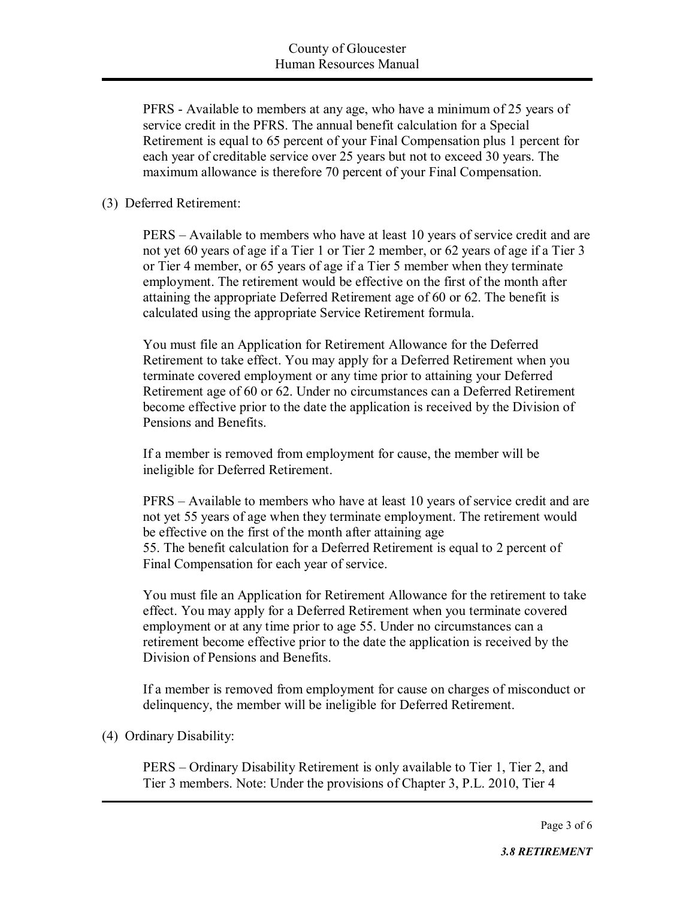PFRS - Available to members at any age, who have a minimum of 25 years of service credit in the PFRS. The annual benefit calculation for a Special Retirement is equal to 65 percent of your Final Compensation plus 1 percent for each year of creditable service over 25 years but not to exceed 30 years. The maximum allowance is therefore 70 percent of your Final Compensation.

(3) Deferred Retirement:

PERS – Available to members who have at least 10 years of service credit and are not yet 60 years of age if a Tier 1 or Tier 2 member, or 62 years of age if a Tier 3 or Tier 4 member, or 65 years of age if a Tier 5 member when they terminate employment. The retirement would be effective on the first of the month after attaining the appropriate Deferred Retirement age of 60 or 62. The benefit is calculated using the appropriate Service Retirement formula.

You must file an Application for Retirement Allowance for the Deferred Retirement to take effect. You may apply for a Deferred Retirement when you terminate covered employment or any time prior to attaining your Deferred Retirement age of 60 or 62. Under no circumstances can a Deferred Retirement become effective prior to the date the application is received by the Division of Pensions and Benefits.

If a member is removed from employment for cause, the member will be ineligible for Deferred Retirement.

PFRS – Available to members who have at least 10 years of service credit and are not yet 55 years of age when they terminate employment. The retirement would be effective on the first of the month after attaining age 55. The benefit calculation for a Deferred Retirement is equal to 2 percent of Final Compensation for each year of service.

You must file an Application for Retirement Allowance for the retirement to take effect. You may apply for a Deferred Retirement when you terminate covered employment or at any time prior to age 55. Under no circumstances can a retirement become effective prior to the date the application is received by the Division of Pensions and Benefits.

If a member is removed from employment for cause on charges of misconduct or delinquency, the member will be ineligible for Deferred Retirement.

(4) Ordinary Disability:

PERS – Ordinary Disability Retirement is only available to Tier 1, Tier 2, and Tier 3 members. Note: Under the provisions of Chapter 3, P.L. 2010, Tier 4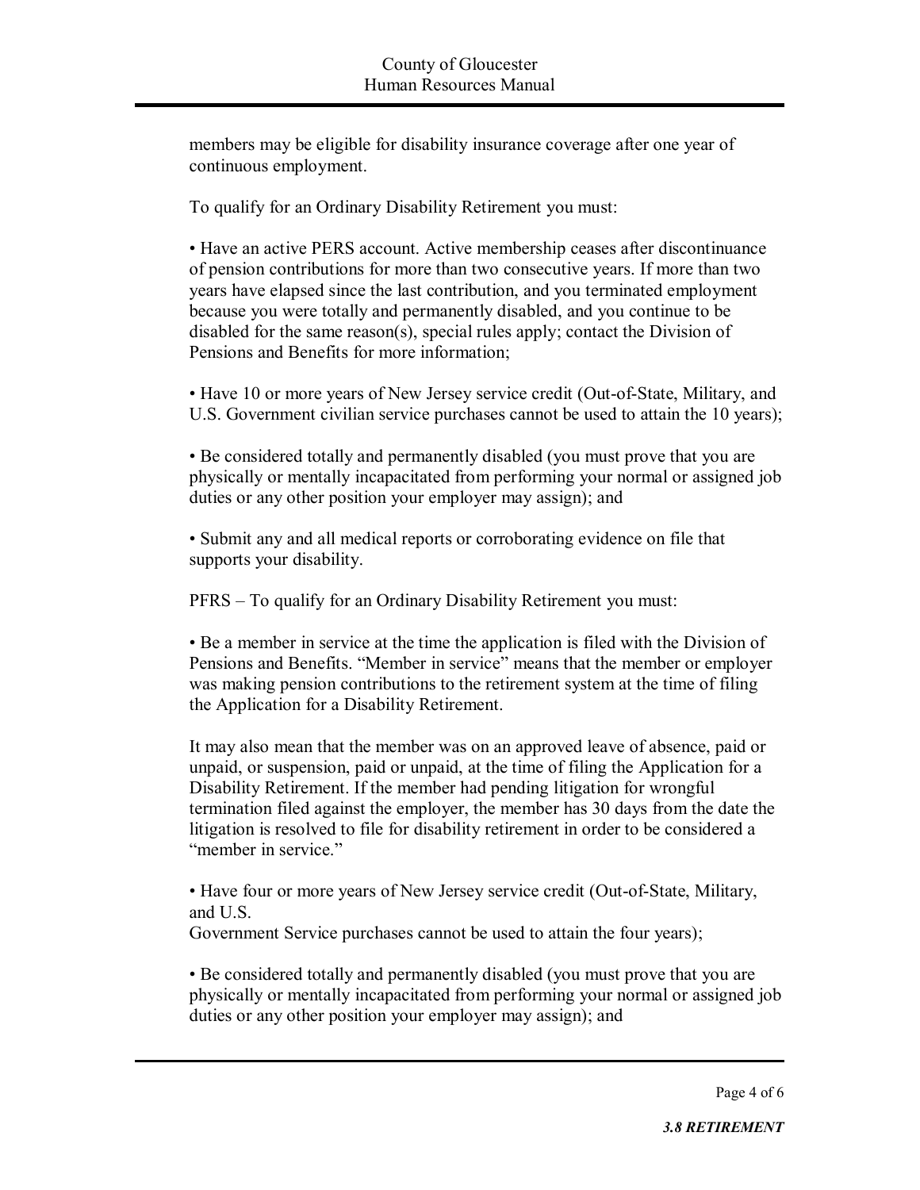members may be eligible for disability insurance coverage after one year of continuous employment.

To qualify for an Ordinary Disability Retirement you must:

- Have an active PERS account. Active membership ceases after discontinuance of pension contributions for more than two consecutive years. If more than two years have elapsed since the last contribution, and you terminated employment because you were totally and permanently disabled, and you continue to be disabled for the same reason(s), special rules apply; contact the Division of Pensions and Benefits for more information;

- Have 10 or more years of New Jersey service credit (Out-of-State, Military, and U.S. Government civilian service purchases cannot be used to attain the 10 years);

- Be considered totally and permanently disabled (you must prove that you are physically or mentally incapacitated from performing your normal or assigned job duties or any other position your employer may assign); and

- Submit any and all medical reports or corroborating evidence on file that supports your disability.

PFRS – To qualify for an Ordinary Disability Retirement you must:

- Be a member in service at the time the application is filed with the Division of Pensions and Benefits. "Member in service" means that the member or employer was making pension contributions to the retirement system at the time of filing the Application for a Disability Retirement.

It may also mean that the member was on an approved leave of absence, paid or unpaid, or suspension, paid or unpaid, at the time of filing the Application for a Disability Retirement. If the member had pending litigation for wrongful termination filed against the employer, the member has 30 days from the date the litigation is resolved to file for disability retirement in order to be considered a "member in service."

- Have four or more years of New Jersey service credit (Out-of-State, Military, and U.S. Government Service purchases cannot be used to attain the four years);

- Be considered totally and permanently disabled (you must prove that you are physically or mentally incapacitated from performing your normal or assigned job duties or any other position your employer may assign); and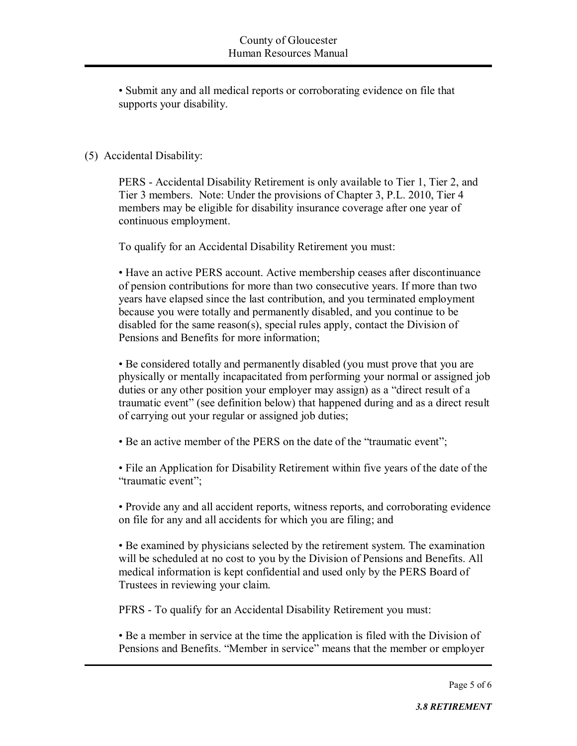• Submit any and all medical reports or corroborating evidence on file that supports your disability.

(5) Accidental Disability:

PERS - Accidental Disability Retirement is only available to Tier 1, Tier 2, and Tier 3 members. Note: Under the provisions of Chapter 3, P.L. 2010, Tier 4 members may be eligible for disability insurance coverage after one year of continuous employment.

To qualify for an Accidental Disability Retirement you must:

• Have an active PERS account. Active membership ceases after discontinuance of pension contributions for more than two consecutive years. If more than two years have elapsed since the last contribution, and you terminated employment because you were totally and permanently disabled, and you continue to be disabled for the same reason(s), special rules apply, contact the Division of Pensions and Benefits for more information;

• Be considered totally and permanently disabled (you must prove that you are physically or mentally incapacitated from performing your normal or assigned job duties or any other position your employer may assign) as a "direct result of a traumatic event" (see definition below) that happened during and as a direct result of carrying out your regular or assigned job duties;

• Be an active member of the PERS on the date of the "traumatic event";

• File an Application for Disability Retirement within five years of the date of the "traumatic event";

• Provide any and all accident reports, witness reports, and corroborating evidence on file for any and all accidents for which you are filing; and

• Be examined by physicians selected by the retirement system. The examination will be scheduled at no cost to you by the Division of Pensions and Benefits. All medical information is kept confidential and used only by the PERS Board of Trustees in reviewing your claim.

PFRS - To qualify for an Accidental Disability Retirement you must:

• Be a member in service at the time the application is filed with the Division of Pensions and Benefits. "Member in service" means that the member or employer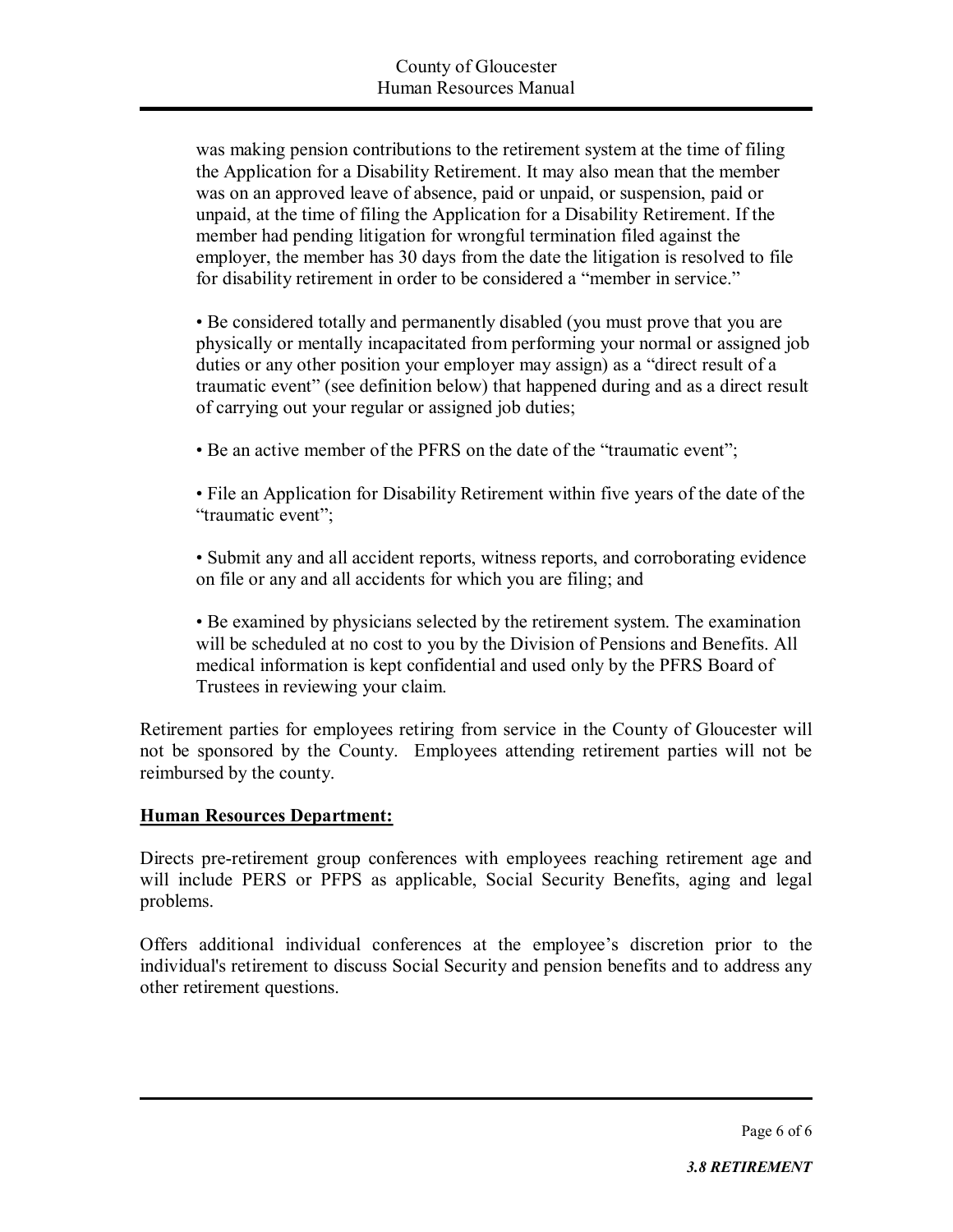was making pension contributions to the retirement system at the time of filing the Application for a Disability Retirement. It may also mean that the member was on an approved leave of absence, paid or unpaid, or suspension, paid or unpaid, at the time of filing the Application for a Disability Retirement. If the member had pending litigation for wrongful termination filed against the employer, the member has 30 days from the date the litigation is resolved to file for disability retirement in order to be considered a "member in service."

- Be considered totally and permanently disabled (you must prove that you are physically or mentally incapacitated from performing your normal or assigned job duties or any other position your employer may assign) as a "direct result of a traumatic event" (see definition below) that happened during and as a direct result of carrying out your regular or assigned job duties;

- Be an active member of the PFRS on the date of the "traumatic event";

- File an Application for Disability Retirement within five years of the date of the "traumatic event";

- Submit any and all accident reports, witness reports, and corroborating evidence on file or any and all accidents for which you are filing; and

- Be examined by physicians selected by the retirement system. The examination will be scheduled at no cost to you by the Division of Pensions and Benefits. All medical information is kept confidential and used only by the PFRS Board of Trustees in reviewing your claim.

Retirement parties for employees retiring from service in the County of Gloucester will not be sponsored by the County. Employees attending retirement parties will not be reimbursed by the county.

**Human Resources Department:**

Directs pre-retirement group conferences with employees reaching retirement age and will include PERS or PFPS as applicable, Social Security Benefits, aging and legal problems.

Offers additional individual conferences at the employee's discretion prior to the individual's retirement to discuss Social Security and pension benefits and to address any other retirement questions.